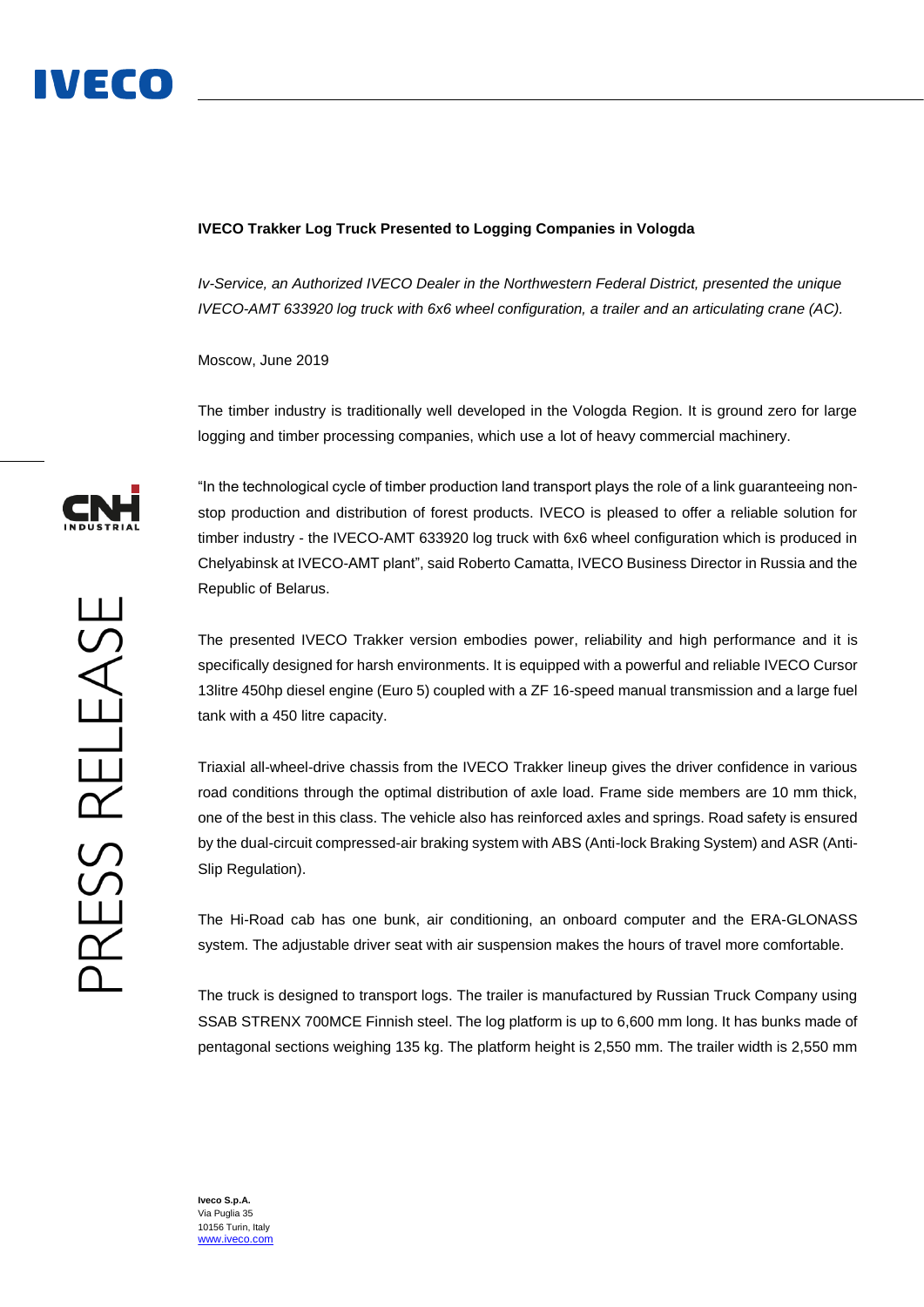**IVECO Trakker Log Truck Presented to Logging Companies in Vologda**

*Iv-Service, an Authorized IVECO Dealer in the Northwestern Federal District, presented the unique IVECO-AMT 633920 log truck with 6x6 wheel configuration, a trailer and an articulating crane (AC).*

Moscow, June 2019

The timber industry is traditionally well developed in the Vologda Region. It is ground zero for large logging and timber processing companies, which use a lot of heavy commercial machinery.

"In the technological cycle of timber production land transport plays the role of a link guaranteeing non-stop production and distribution of forest products. IVECO is pleased to offer a reliable solution for timber industry - the IVECO-AMT 633920 log truck with 6x6 wheel configuration which is produced in Chelyabinsk at IVECO-AMT plant", said Roberto Camatta, IVECO Business Director in Russia and the Republic of Belarus.

The presented IVECO Trakker version embodies power, reliability and high performance and it is specifically designed for harsh environments. It is equipped with a powerful and reliable IVECO Cursor 13litre 450hp diesel engine (Euro 5) coupled with a ZF 16-speed manual transmission and a large fuel tank with a 450 litre capacity.

Triaxial all-wheel-drive chassis from the IVECO Trakker lineup gives the driver confidence in various road conditions through the optimal distribution of axle load. Frame side members are 10 mm thick, one of the best in this class. The vehicle also has reinforced axles and springs. Road safety is ensured by the dual-circuit compressed-air braking system with ABS (Anti-lock Braking System) and ASR (Anti-Slip Regulation).

The Hi-Road cab has one bunk, air conditioning, an onboard computer and the ERA-GLONASS system. The adjustable driver seat with air suspension makes the hours of travel more comfortable.

The truck is designed to transport logs. The trailer is manufactured by Russian Truck Company using SSAB STRENX 700MCE Finnish steel. The log platform is up to 6,600 mm long. It has bunks made of pentagonal sections weighing 135 kg. The platform height is 2,550 mm. The trailer width is 2,550 mm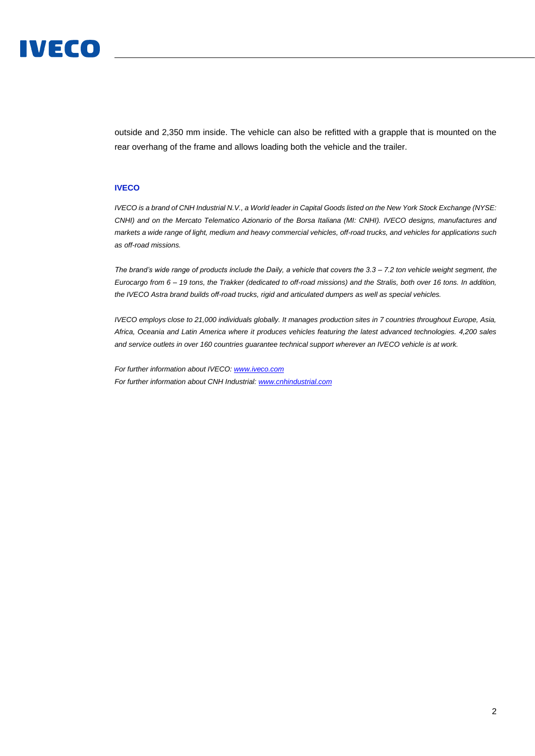outside and 2,350 mm inside. The vehicle can also be refitted with a grapple that is mounted on the rear overhang of the frame and allows loading both the vehicle and the trailer.

**IVECO**

*IVECO is a brand of CNH Industrial N.V., a World leader in Capital Goods listed on the New York Stock Exchange (NYSE: CNHI) and on the Mercato Telematico Azionario of the Borsa Italiana (MI: CNHI). IVECO designs, manufactures and markets a wide range of light, medium and heavy commercial vehicles, off-road trucks, and vehicles for applications such as off-road missions.*

*The brand's wide range of products include the Daily, a vehicle that covers the 3.3 – 7.2 ton vehicle weight segment, the Eurocargo from 6 – 19 tons, the Trakker (dedicated to off-road missions) and the Stralis, both over 16 tons. In addition, the IVECO Astra brand builds off-road trucks, rigid and articulated dumpers as well as special vehicles.*

*IVECO employs close to 21,000 individuals globally. It manages production sites in 7 countries throughout Europe, Asia, Africa, Oceania and Latin America where it produces vehicles featuring the latest advanced technologies. 4,200 sales and service outlets in over 160 countries guarantee technical support wherever an IVECO vehicle is at work.*

*For further information about IVECO: [www.iveco.com](http://www.iveco.com)*
*For further information about CNH Industrial: [www.cnhindustrial.com](http://www.cnhindustrial.com)*